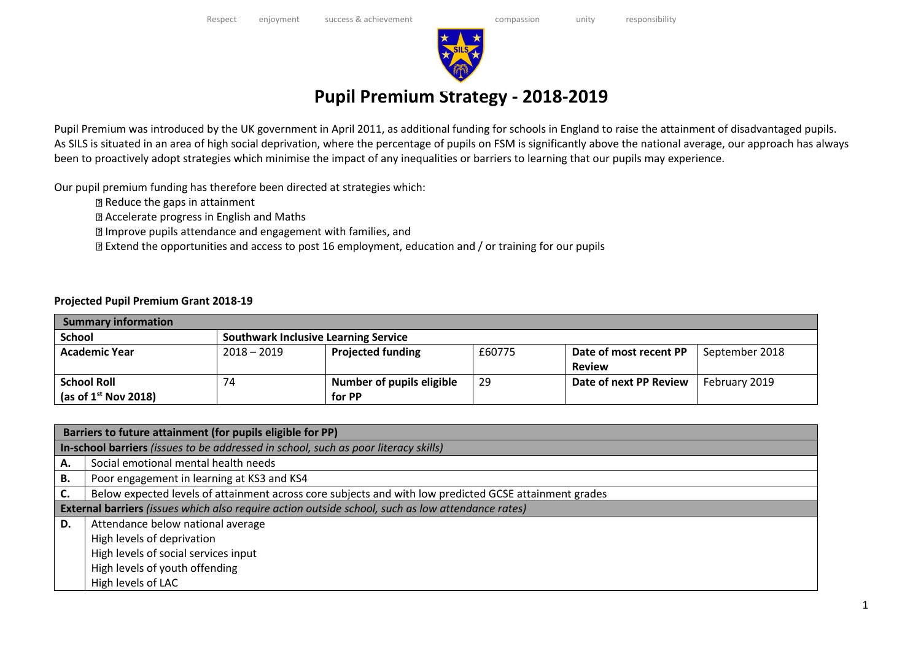Respect enjoyment success & achievement compassion unity responsibility

# Pupil Premium Strategy - 2018-2019

Pupil Premium was introduced by the UK government in April 2011, as additional funding for schools in England to raise the attainment of disadvantaged pupils. As SILS is situated in an area of high social deprivation, where the percentage of pupils on FSM is significantly above the national average, our approach has always been to proactively adopt strategies which minimise the impact of any inequalities or barriers to learning that our pupils may experience.

Our pupil premium funding has therefore been directed at strategies which:

- Reduce the gaps in attainment
- Accelerate progress in English and Maths
- Improve pupils attendance and engagement with families, and
- Extend the opportunities and access to post 16 employment, education and / or training for our pupils

**Projected Pupil Premium Grant 2018-19**

| **Summary information** | | | | | |
|---|---|---|---|---|---|
| **School** | **Southwark Inclusive Learning Service** | | | | |
| **Academic Year** | 2018 – 2019 | **Projected funding** | £60775 | **Date of most recent PP Review** | September 2018 |
| **School Roll (as of 1st Nov 2018)** | 74 | **Number of pupils eligible for PP** | 29 | **Date of next PP Review** | February 2019 |

| **Barriers to future attainment (for pupils eligible for PP)** | |
|---|---|
| **In-school barriers** *(issues to be addressed in school, such as poor literacy skills)* | |
| **A.** | Social emotional mental health needs |
| **B.** | Poor engagement in learning at KS3 and KS4 |
| **C.** | Below expected levels of attainment across core subjects and with low predicted GCSE attainment grades |
| **External barriers** *(issues which also require action outside school, such as low attendance rates)* | |
| **D.** | Attendance below national average<br>High levels of deprivation<br>High levels of social services input<br>High levels of youth offending<br>High levels of LAC |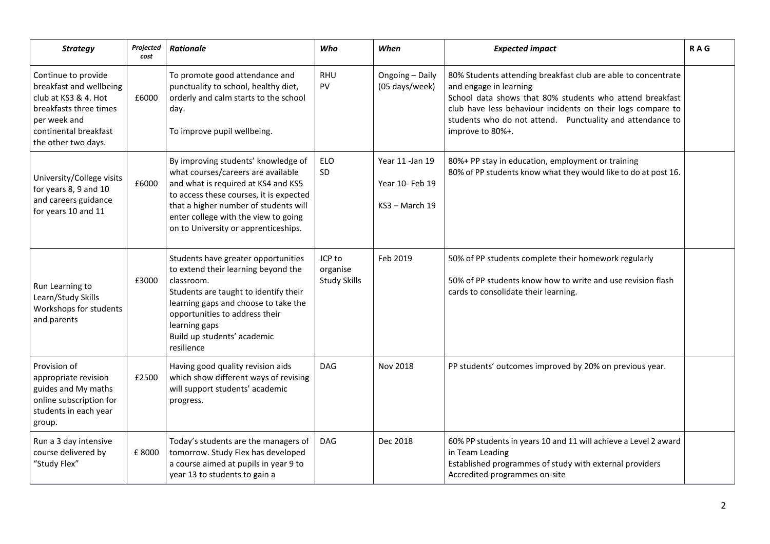| *Strategy* | *Projected cost* | *Rationale* | *Who* | *When* | *Expected impact* | **RAG** |
|---|---|---|---|---|---|---|
| Continue to provide breakfast and wellbeing club at KS3 & 4. Hot breakfasts three times per week and continental breakfast the other two days. | £6000 | To promote good attendance and punctuality to school, healthy diet, orderly and calm starts to the school day.<br><br>To improve pupil wellbeing. | RHU<br>PV | Ongoing – Daily (05 days/week) | 80% Students attending breakfast club are able to concentrate and engage in learning<br>School data shows that 80% students who attend breakfast club have less behaviour incidents on their logs compare to students who do not attend. Punctuality and attendance to improve to 80%+. | |
| University/College visits for years 8, 9 and 10 and careers guidance for years 10 and 11 | £6000 | By improving students' knowledge of what courses/careers are available and what is required at KS4 and KS5 to access these courses, it is expected that a higher number of students will enter college with the view to going on to University or apprenticeships. | ELO<br>SD | Year 11 -Jan 19<br><br>Year 10- Feb 19<br><br>KS3 – March 19 | 80%+ PP stay in education, employment or training<br>80% of PP students know what they would like to do at post 16. | |
| Run Learning to Learn/Study Skills Workshops for students and parents | £3000 | Students have greater opportunities to extend their learning beyond the classroom.<br>Students are taught to identify their learning gaps and choose to take the opportunities to address their learning gaps<br>Build up students' academic resilience | JCP to organise Study Skills | Feb 2019 | 50% of PP students complete their homework regularly<br><br>50% of PP students know how to write and use revision flash cards to consolidate their learning. | |
| Provision of appropriate revision guides and My maths online subscription for students in each year group. | £2500 | Having good quality revision aids which show different ways of revising will support students' academic progress. | DAG | Nov 2018 | PP students' outcomes improved by 20% on previous year. | |
| Run a 3 day intensive course delivered by "Study Flex" | £ 8000 | Today's students are the managers of tomorrow. Study Flex has developed a course aimed at pupils in year 9 to year 13 to students to gain a | DAG | Dec 2018 | 60% PP students in years 10 and 11 will achieve a Level 2 award in Team Leading<br>Established programmes of study with external providers<br>Accredited programmes on-site | |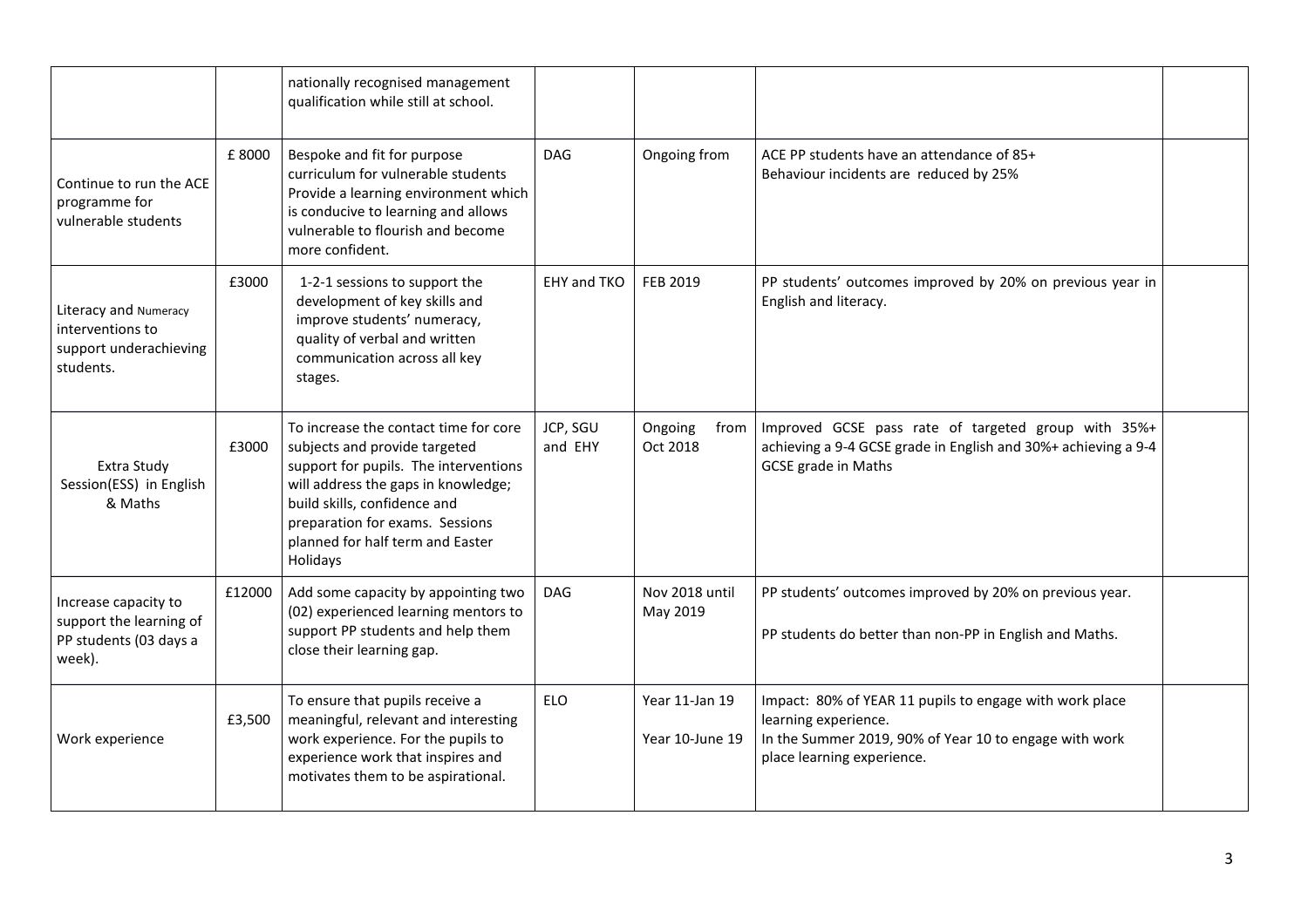| | | | | | | |
|---|---|---|---|---|---|---|
| | | nationally recognised management qualification while still at school. | | | | |
| Continue to run the ACE programme for vulnerable students | £ 8000 | Bespoke and fit for purpose curriculum for vulnerable students Provide a learning environment which is conducive to learning and allows vulnerable to flourish and become more confident. | DAG | Ongoing from | ACE PP students have an attendance of 85+<br>Behaviour incidents are reduced by 25% | |
| Literacy and Numeracy interventions to support underachieving students. | £3000 | 1-2-1 sessions to support the development of key skills and improve students' numeracy, quality of verbal and written communication across all key stages. | EHY and TKO | FEB 2019 | PP students' outcomes improved by 20% on previous year in English and literacy. | |
| Extra Study Session(ESS) in English & Maths | £3000 | To increase the contact time for core subjects and provide targeted support for pupils. The interventions will address the gaps in knowledge; build skills, confidence and preparation for exams. Sessions planned for half term and Easter Holidays | JCP, SGU and EHY | Ongoing from Oct 2018 | Improved GCSE pass rate of targeted group with 35%+ achieving a 9-4 GCSE grade in English and 30%+ achieving a 9-4 GCSE grade in Maths | |
| Increase capacity to support the learning of PP students (03 days a week). | £12000 | Add some capacity by appointing two (02) experienced learning mentors to support PP students and help them close their learning gap. | DAG | Nov 2018 until May 2019 | PP students' outcomes improved by 20% on previous year.<br><br>PP students do better than non-PP in English and Maths. | |
| Work experience | £3,500 | To ensure that pupils receive a meaningful, relevant and interesting work experience. For the pupils to experience work that inspires and motivates them to be aspirational. | ELO | Year 11-Jan 19<br><br>Year 10-June 19 | Impact: 80% of YEAR 11 pupils to engage with work place learning experience.<br>In the Summer 2019, 90% of Year 10 to engage with work place learning experience. | |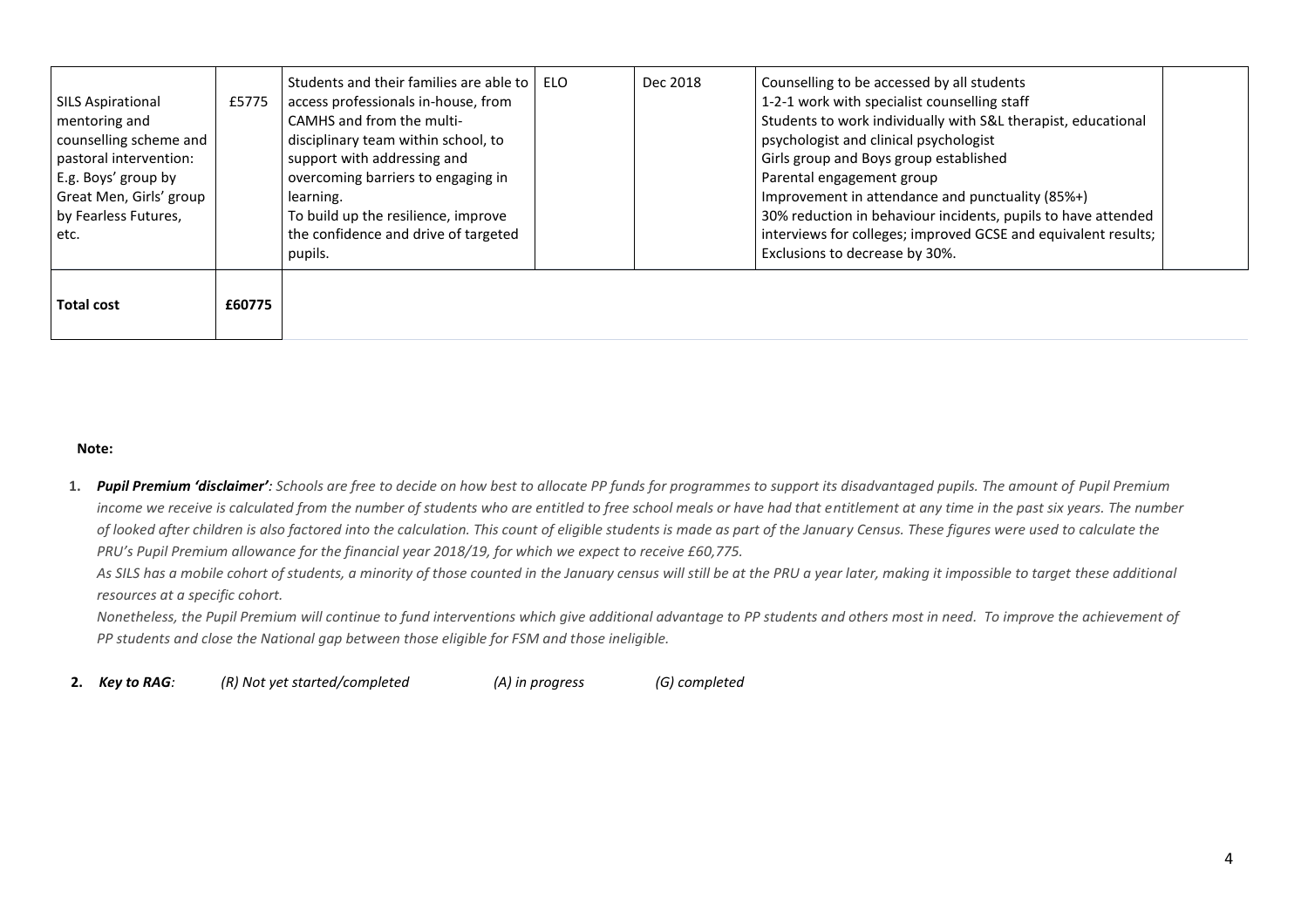| | | | | | | |
|---|---|---|---|---|---|---|
| SILS Aspirational mentoring and counselling scheme and pastoral intervention: E.g. Boys' group by Great Men, Girls' group by Fearless Futures, etc. | £5775 | Students and their families are able to access professionals in-house, from CAMHS and from the multi-disciplinary team within school, to support with addressing and overcoming barriers to engaging in learning.<br>To build up the resilience, improve the confidence and drive of targeted pupils. | ELO | Dec 2018 | Counselling to be accessed by all students<br>1-2-1 work with specialist counselling staff<br>Students to work individually with S&L therapist, educational psychologist and clinical psychologist<br>Girls group and Boys group established<br>Parental engagement group<br>Improvement in attendance and punctuality (85%+)<br>30% reduction in behaviour incidents, pupils to have attended interviews for colleges; improved GCSE and equivalent results; Exclusions to decrease by 30%. | |
| **Total cost** | **£60775** | | | | | |

**Note:**

1. ***Pupil Premium 'disclaimer'****: Schools are free to decide on how best to allocate PP funds for programmes to support its disadvantaged pupils. The amount of Pupil Premium income we receive is calculated from the number of students who are entitled to free school meals or have had that entitlement at any time in the past six years. The number of looked after children is also factored into the calculation. This count of eligible students is made as part of the January Census. These figures were used to calculate the PRU's Pupil Premium allowance for the financial year 2018/19, for which we expect to receive £60,775.*

   *As SILS has a mobile cohort of students, a minority of those counted in the January census will still be at the PRU a year later, making it impossible to target these additional resources at a specific cohort.*

   *Nonetheless, the Pupil Premium will continue to fund interventions which give additional advantage to PP students and others most in need. To improve the achievement of PP students and close the National gap between those eligible for FSM and those ineligible.*

2. ***Key to RAG****: (R) Not yet started/completed (A) in progress (G) completed*